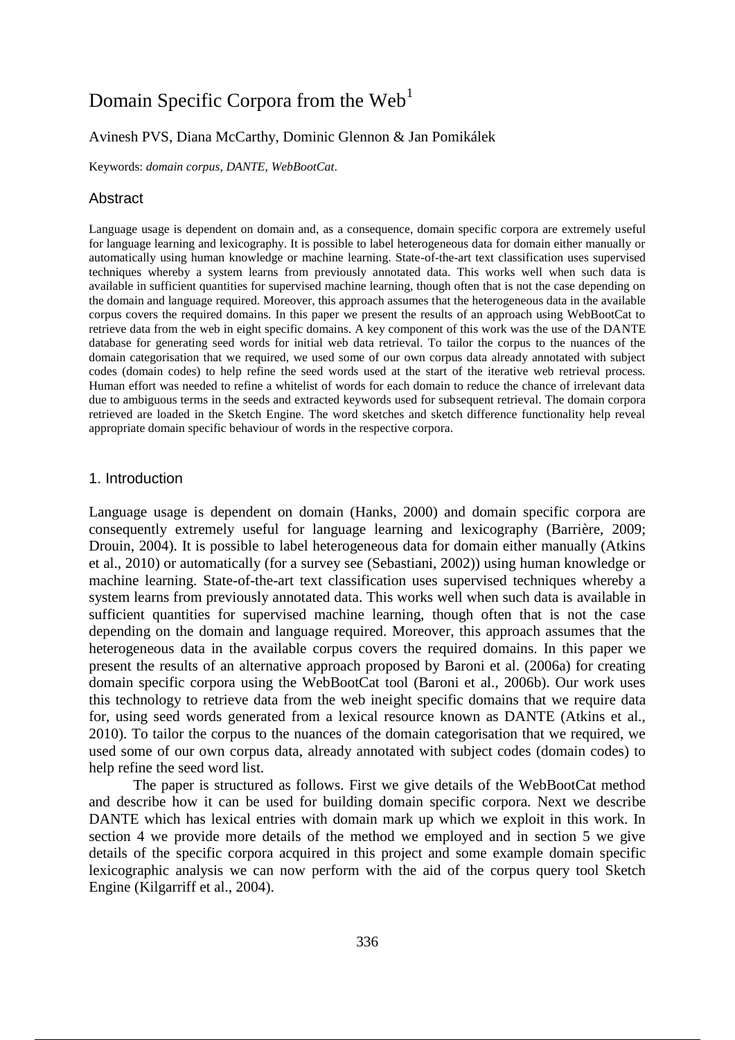# Domain Specific Corpora from the Web[1]

Avinesh PVS, Diana McCarthy, Dominic Glennon & Jan Pomikálek

Keywords: *domain corpus*, *DANTE*, *WebBootCat*.

## Abstract

Language usage is dependent on domain and, as a consequence, domain specific corpora are extremely useful for language learning and lexicography. It is possible to label heterogeneous data for domain either manually or automatically using human knowledge or machine learning. State-of-the-art text classification uses supervised techniques whereby a system learns from previously annotated data. This works well when such data is available in sufficient quantities for supervised machine learning, though often that is not the case depending on the domain and language required. Moreover, this approach assumes that the heterogeneous data in the available corpus covers the required domains. In this paper we present the results of an approach using WebBootCat to retrieve data from the web in eight specific domains. A key component of this work was the use of the DANTE database for generating seed words for initial web data retrieval. To tailor the corpus to the nuances of the domain categorisation that we required, we used some of our own corpus data already annotated with subject codes (domain codes) to help refine the seed words used at the start of the iterative web retrieval process. Human effort was needed to refine a whitelist of words for each domain to reduce the chance of irrelevant data due to ambiguous terms in the seeds and extracted keywords used for subsequent retrieval. The domain corpora retrieved are loaded in the Sketch Engine. The word sketches and sketch difference functionality help reveal appropriate domain specific behaviour of words in the respective corpora.

## 1. Introduction

Language usage is dependent on domain (Hanks, 2000) and domain specific corpora are consequently extremely useful for language learning and lexicography (Barrière, 2009; Drouin, 2004). It is possible to label heterogeneous data for domain either manually (Atkins et al., 2010) or automatically (for a survey see (Sebastiani, 2002)) using human knowledge or machine learning. State-of-the-art text classification uses supervised techniques whereby a system learns from previously annotated data. This works well when such data is available in sufficient quantities for supervised machine learning, though often that is not the case depending on the domain and language required. Moreover, this approach assumes that the heterogeneous data in the available corpus covers the required domains. In this paper we present the results of an alternative approach proposed by Baroni et al. (2006a) for creating domain specific corpora using the WebBootCat tool (Baroni et al., 2006b). Our work uses this technology to retrieve data from the web ineight specific domains that we require data for, using seed words generated from a lexical resource known as DANTE (Atkins et al., 2010). To tailor the corpus to the nuances of the domain categorisation that we required, we used some of our own corpus data, already annotated with subject codes (domain codes) to help refine the seed word list.

The paper is structured as follows. First we give details of the WebBootCat method and describe how it can be used for building domain specific corpora. Next we describe DANTE which has lexical entries with domain mark up which we exploit in this work. In section 4 we provide more details of the method we employed and in section 5 we give details of the specific corpora acquired in this project and some example domain specific lexicographic analysis we can now perform with the aid of the corpus query tool Sketch Engine (Kilgarriff et al., 2004).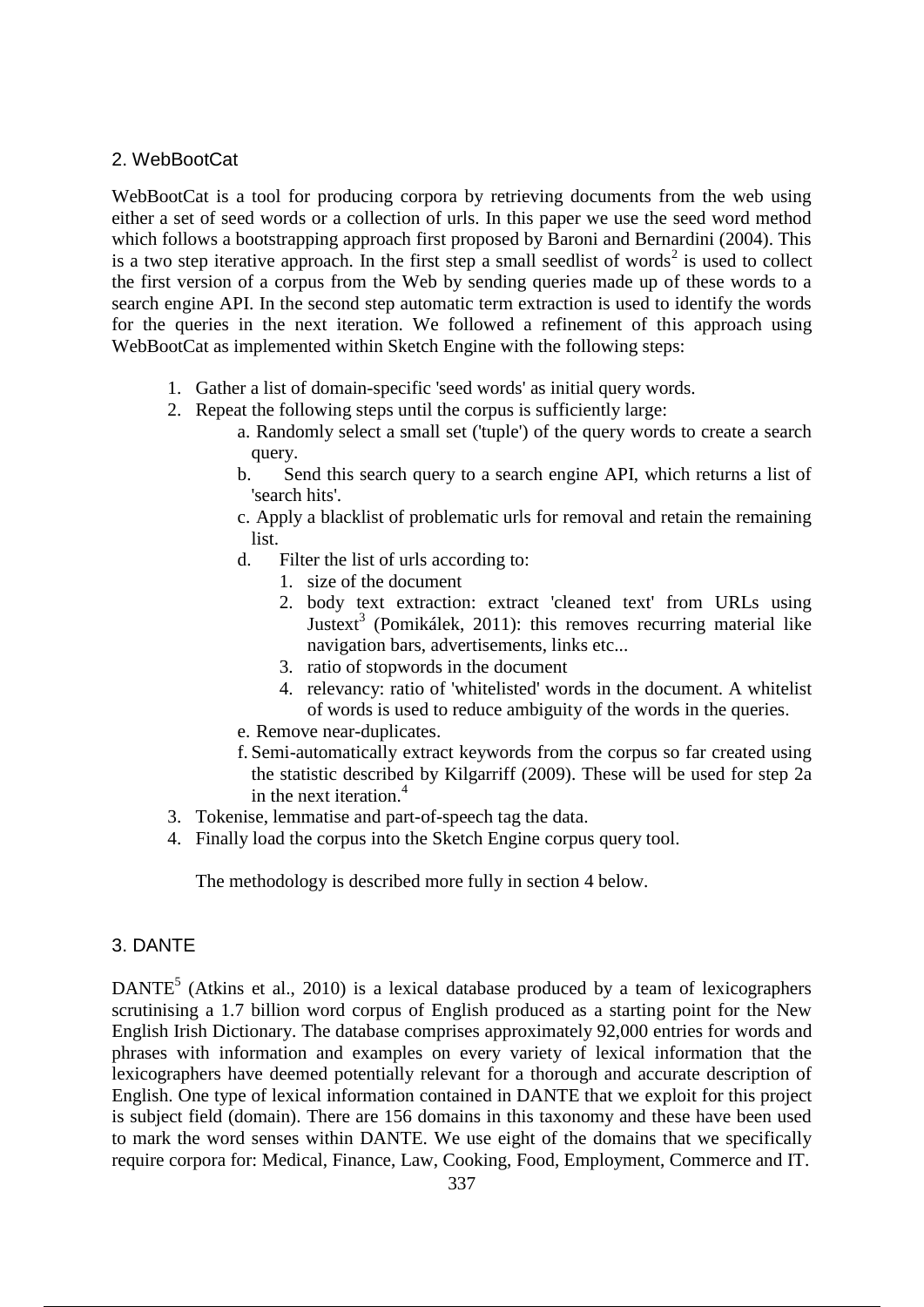## 2. WebBootCat

WebBootCat is a tool for producing corpora by retrieving documents from the web using either a set of seed words or a collection of urls. In this paper we use the seed word method which follows a bootstrapping approach first proposed by Baroni and Bernardini (2004). This is a two step iterative approach. In the first step a small seedlist of words[2] is used to collect the first version of a corpus from the Web by sending queries made up of these words to a search engine API. In the second step automatic term extraction is used to identify the words for the queries in the next iteration. We followed a refinement of this approach using WebBootCat as implemented within Sketch Engine with the following steps:

1. Gather a list of domain-specific 'seed words' as initial query words.
2. Repeat the following steps until the corpus is sufficiently large:
   a. Randomly select a small set ('tuple') of the query words to create a search query.
   b. Send this search query to a search engine API, which returns a list of 'search hits'.
   c. Apply a blacklist of problematic urls for removal and retain the remaining list.
   d. Filter the list of urls according to:
      1. size of the document
      2. body text extraction: extract 'cleaned text' from URLs using Justext[3] (Pomikálek, 2011): this removes recurring material like navigation bars, advertisements, links etc...
      3. ratio of stopwords in the document
      4. relevancy: ratio of 'whitelisted' words in the document. A whitelist of words is used to reduce ambiguity of the words in the queries.
   e. Remove near-duplicates.
   f. Semi-automatically extract keywords from the corpus so far created using the statistic described by Kilgarriff (2009). These will be used for step 2a in the next iteration.[4]
3. Tokenise, lemmatise and part-of-speech tag the data.
4. Finally load the corpus into the Sketch Engine corpus query tool.

The methodology is described more fully in section 4 below.

## 3. DANTE

DANTE[5] (Atkins et al., 2010) is a lexical database produced by a team of lexicographers scrutinising a 1.7 billion word corpus of English produced as a starting point for the New English Irish Dictionary. The database comprises approximately 92,000 entries for words and phrases with information and examples on every variety of lexical information that the lexicographers have deemed potentially relevant for a thorough and accurate description of English. One type of lexical information contained in DANTE that we exploit for this project is subject field (domain). There are 156 domains in this taxonomy and these have been used to mark the word senses within DANTE. We use eight of the domains that we specifically require corpora for: Medical, Finance, Law, Cooking, Food, Employment, Commerce and IT.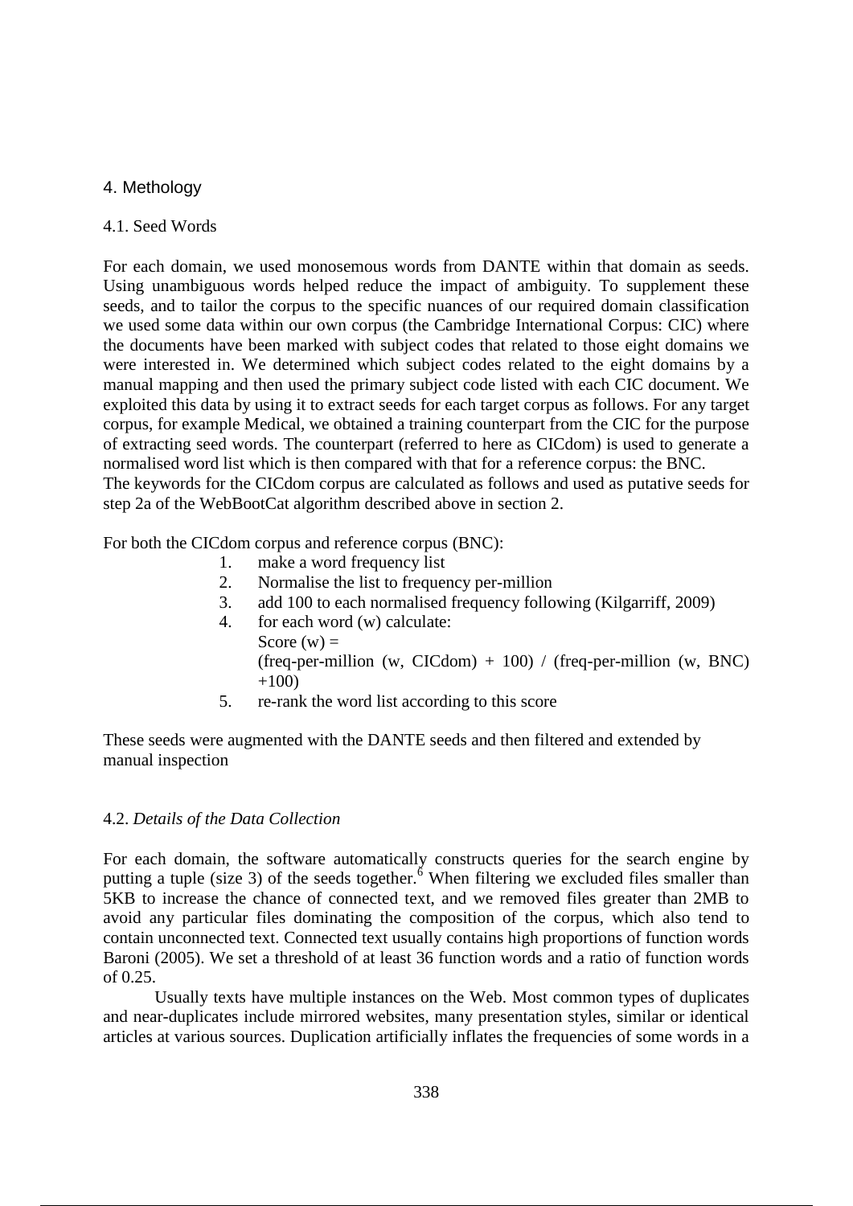## 4. Methology

### 4.1. Seed Words

For each domain, we used monosemous words from DANTE within that domain as seeds. Using unambiguous words helped reduce the impact of ambiguity. To supplement these seeds, and to tailor the corpus to the specific nuances of our required domain classification we used some data within our own corpus (the Cambridge International Corpus: CIC) where the documents have been marked with subject codes that related to those eight domains we were interested in. We determined which subject codes related to the eight domains by a manual mapping and then used the primary subject code listed with each CIC document. We exploited this data by using it to extract seeds for each target corpus as follows. For any target corpus, for example Medical, we obtained a training counterpart from the CIC for the purpose of extracting seed words. The counterpart (referred to here as CICdom) is used to generate a normalised word list which is then compared with that for a reference corpus: the BNC.
The keywords for the CICdom corpus are calculated as follows and used as putative seeds for step 2a of the WebBootCat algorithm described above in section 2.

For both the CICdom corpus and reference corpus (BNC):

1. make a word frequency list
2. Normalise the list to frequency per-million
3. add 100 to each normalised frequency following (Kilgarriff, 2009)
4. for each word (w) calculate:
   Score (w) =
   (freq-per-million (w, CICdom) + 100) / (freq-per-million (w, BNC) +100)
5. re-rank the word list according to this score

These seeds were augmented with the DANTE seeds and then filtered and extended by manual inspection

### 4.2. *Details of the Data Collection*

For each domain, the software automatically constructs queries for the search engine by putting a tuple (size 3) of the seeds together.[6] When filtering we excluded files smaller than 5KB to increase the chance of connected text, and we removed files greater than 2MB to avoid any particular files dominating the composition of the corpus, which also tend to contain unconnected text. Connected text usually contains high proportions of function words Baroni (2005). We set a threshold of at least 36 function words and a ratio of function words of 0.25.

Usually texts have multiple instances on the Web. Most common types of duplicates and near-duplicates include mirrored websites, many presentation styles, similar or identical articles at various sources. Duplication artificially inflates the frequencies of some words in a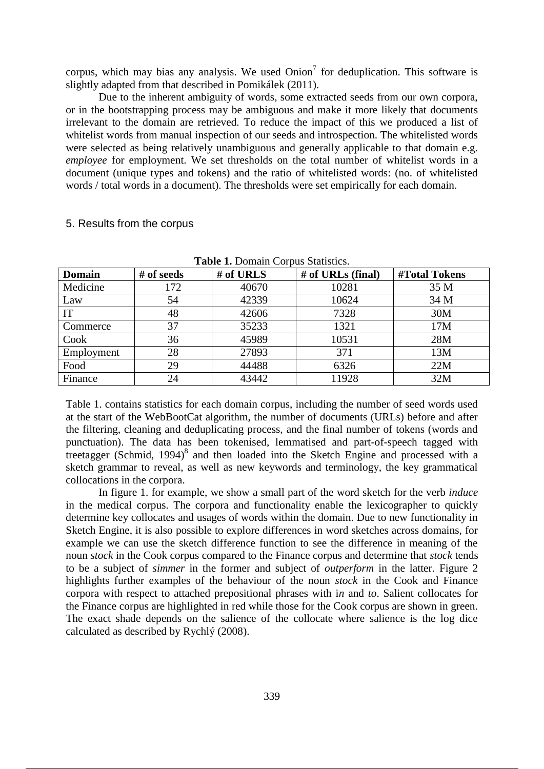corpus, which may bias any analysis. We used Onion[7] for deduplication. This software is slightly adapted from that described in Pomikálek (2011).

Due to the inherent ambiguity of words, some extracted seeds from our own corpora, or in the bootstrapping process may be ambiguous and make it more likely that documents irrelevant to the domain are retrieved. To reduce the impact of this we produced a list of whitelist words from manual inspection of our seeds and introspection. The whitelisted words were selected as being relatively unambiguous and generally applicable to that domain e.g. *employee* for employment. We set thresholds on the total number of whitelist words in a document (unique types and tokens) and the ratio of whitelisted words: (no. of whitelisted words / total words in a document). The thresholds were set empirically for each domain.

## 5. Results from the corpus

**Table 1.** Domain Corpus Statistics.

| Domain | # of seeds | # of URLS | # of URLs (final) | #Total Tokens |
|---|---|---|---|---|
| Medicine | 172 | 40670 | 10281 | 35 M |
| Law | 54 | 42339 | 10624 | 34 M |
| IT | 48 | 42606 | 7328 | 30M |
| Commerce | 37 | 35233 | 1321 | 17M |
| Cook | 36 | 45989 | 10531 | 28M |
| Employment | 28 | 27893 | 371 | 13M |
| Food | 29 | 44488 | 6326 | 22M |
| Finance | 24 | 43442 | 11928 | 32M |

Table 1. contains statistics for each domain corpus, including the number of seed words used at the start of the WebBootCat algorithm, the number of documents (URLs) before and after the filtering, cleaning and deduplicating process, and the final number of tokens (words and punctuation). The data has been tokenised, lemmatised and part-of-speech tagged with treetagger (Schmid, 1994)[8] and then loaded into the Sketch Engine and processed with a sketch grammar to reveal, as well as new keywords and terminology, the key grammatical collocations in the corpora.

In figure 1. for example, we show a small part of the word sketch for the verb *induce* in the medical corpus. The corpora and functionality enable the lexicographer to quickly determine key collocates and usages of words within the domain. Due to new functionality in Sketch Engine, it is also possible to explore differences in word sketches across domains, for example we can use the sketch difference function to see the difference in meaning of the noun *stock* in the Cook corpus compared to the Finance corpus and determine that *stock* tends to be a subject of *simmer* in the former and subject of *outperform* in the latter. Figure 2 highlights further examples of the behaviour of the noun *stock* in the Cook and Finance corpora with respect to attached prepositional phrases with i*n* and *to*. Salient collocates for the Finance corpus are highlighted in red while those for the Cook corpus are shown in green. The exact shade depends on the salience of the collocate where salience is the log dice calculated as described by Rychlý (2008).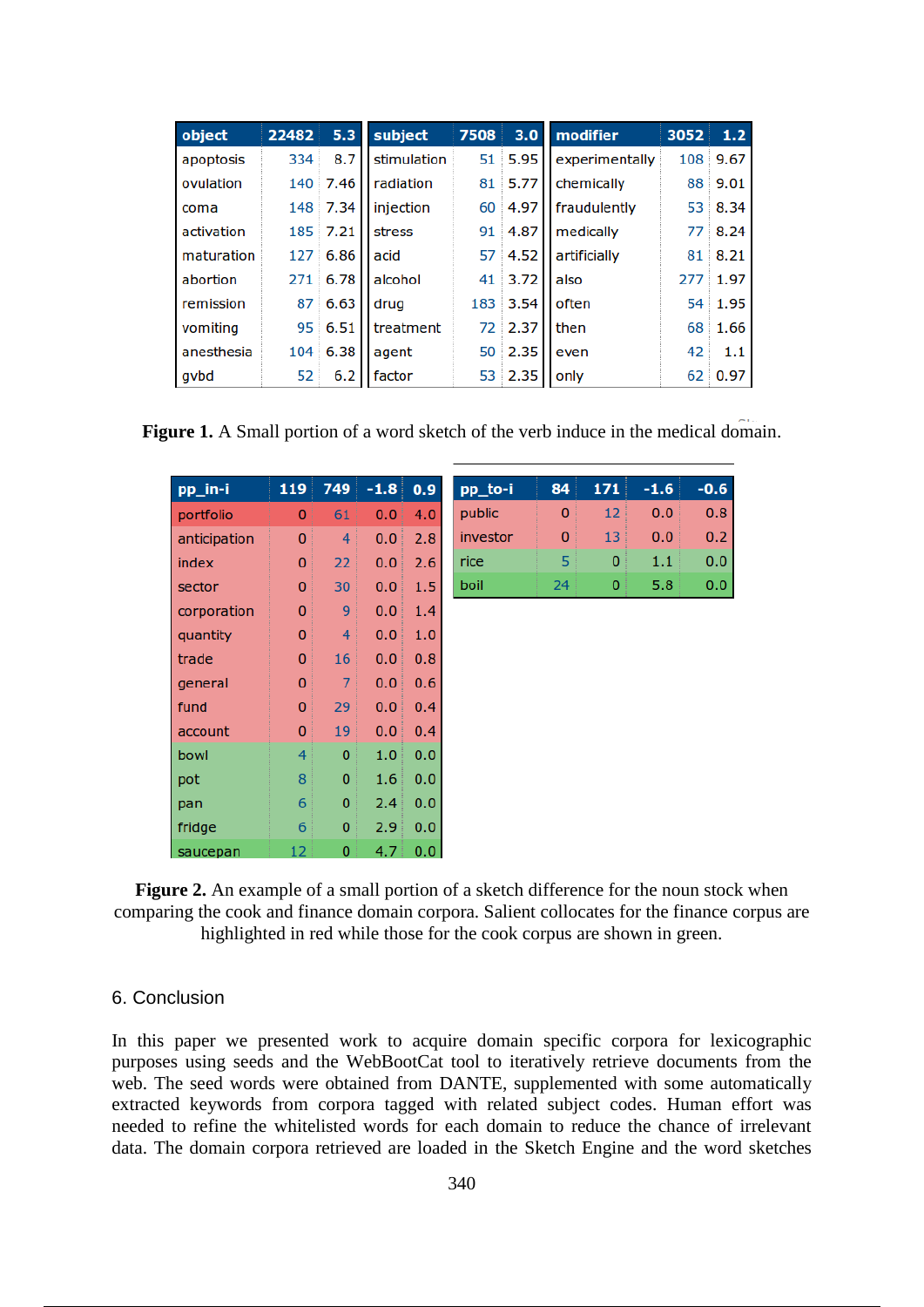| object | 22482 | 5.3 | subject | 7508 | 3.0 | modifier | 3052 | 1.2 |
|---|---|---|---|---|---|---|---|---|
| apoptosis | 334 | 8.7 | stimulation | 51 | 5.95 | experimentally | 108 | 9.67 |
| ovulation | 140 | 7.46 | radiation | 81 | 5.77 | chemically | 88 | 9.01 |
| coma | 148 | 7.34 | injection | 60 | 4.97 | fraudulently | 53 | 8.34 |
| activation | 185 | 7.21 | stress | 91 | 4.87 | medically | 77 | 8.24 |
| maturation | 127 | 6.86 | acid | 57 | 4.52 | artificially | 81 | 8.21 |
| abortion | 271 | 6.78 | alcohol | 41 | 3.72 | also | 277 | 1.97 |
| remission | 87 | 6.63 | drug | 183 | 3.54 | often | 54 | 1.95 |
| vomiting | 95 | 6.51 | treatment | 72 | 2.37 | then | 68 | 1.66 |
| anesthesia | 104 | 6.38 | agent | 50 | 2.35 | even | 42 | 1.1 |
| gvbd | 52 | 6.2 | factor | 53 | 2.35 | only | 62 | 0.97 |

**Figure 1.** A Small portion of a word sketch of the verb induce in the medical domain.

| pp_in-i | 119 | 749 | -1.8 | 0.9 |
|---|---|---|---|---|
| portfolio | 0 | 61 | 0.0 | 4.0 |
| anticipation | 0 | 4 | 0.0 | 2.8 |
| index | 0 | 22 | 0.0 | 2.6 |
| sector | 0 | 30 | 0.0 | 1.5 |
| corporation | 0 | 9 | 0.0 | 1.4 |
| quantity | 0 | 4 | 0.0 | 1.0 |
| trade | 0 | 16 | 0.0 | 0.8 |
| general | 0 | 7 | 0.0 | 0.6 |
| fund | 0 | 29 | 0.0 | 0.4 |
| account | 0 | 19 | 0.0 | 0.4 |
| bowl | 4 | 0 | 1.0 | 0.0 |
| pot | 8 | 0 | 1.6 | 0.0 |
| pan | 6 | 0 | 2.4 | 0.0 |
| fridge | 6 | 0 | 2.9 | 0.0 |
| saucepan | 12 | 0 | 4.7 | 0.0 |

| pp_to-i | 84 | 171 | -1.6 | -0.6 |
|---|---|---|---|---|
| public | 0 | 12 | 0.0 | 0.8 |
| investor | 0 | 13 | 0.0 | 0.2 |
| rice | 5 | 0 | 1.1 | 0.0 |
| boil | 24 | 0 | 5.8 | 0.0 |

**Figure 2.** An example of a small portion of a sketch difference for the noun stock when comparing the cook and finance domain corpora. Salient collocates for the finance corpus are highlighted in red while those for the cook corpus are shown in green.

## 6. Conclusion

In this paper we presented work to acquire domain specific corpora for lexicographic purposes using seeds and the WebBootCat tool to iteratively retrieve documents from the web. The seed words were obtained from DANTE, supplemented with some automatically extracted keywords from corpora tagged with related subject codes. Human effort was needed to refine the whitelisted words for each domain to reduce the chance of irrelevant data. The domain corpora retrieved are loaded in the Sketch Engine and the word sketches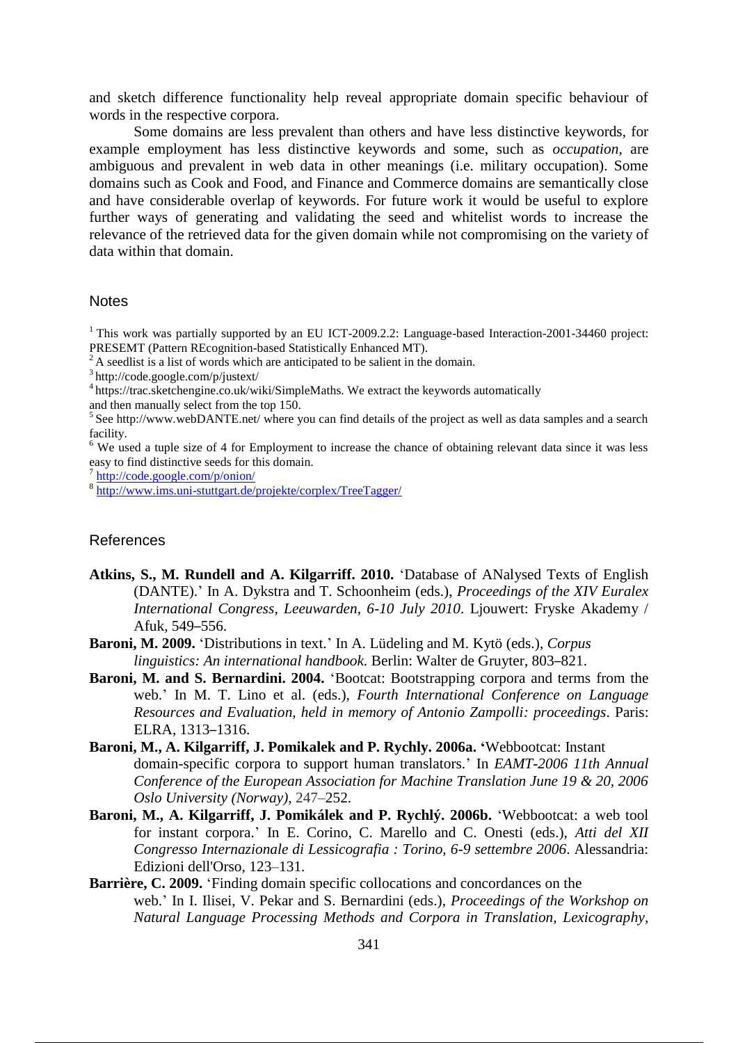and sketch difference functionality help reveal appropriate domain specific behaviour of words in the respective corpora.

Some domains are less prevalent than others and have less distinctive keywords, for example employment has less distinctive keywords and some, such as *occupation*, are ambiguous and prevalent in web data in other meanings (i.e. military occupation). Some domains such as Cook and Food, and Finance and Commerce domains are semantically close and have considerable overlap of keywords. For future work it would be useful to explore further ways of generating and validating the seed and whitelist words to increase the relevance of the retrieved data for the given domain while not compromising on the variety of data within that domain.

## Notes

[1] This work was partially supported by an EU ICT-2009.2.2: Language-based Interaction-2001-34460 project: PRESEMT (Pattern REcognition-based Statistically Enhanced MT).

[2] A seedlist is a list of words which are anticipated to be salient in the domain.

[3] http://code.google.com/p/justext/

[4] https://trac.sketchengine.co.uk/wiki/SimpleMaths. We extract the keywords automatically and then manually select from the top 150.

[5] See http://www.webDANTE.net/ where you can find details of the project as well as data samples and a search facility.

[6] We used a tuple size of 4 for Employment to increase the chance of obtaining relevant data since it was less easy to find distinctive seeds for this domain.

[7] http://code.google.com/p/onion/

[8] http://www.ims.uni-stuttgart.de/projekte/corplex/TreeTagger/

## References

**Atkins, S., M. Rundell and A. Kilgarriff. 2010.** 'Database of ANalysed Texts of English (DANTE).' In A. Dykstra and T. Schoonheim (eds.), *Proceedings of the XIV Euralex International Congress, Leeuwarden, 6-10 July 2010*. Ljouwert: Fryske Akademy / Afuk, 549–556.

**Baroni, M. 2009.** 'Distributions in text.' In A. Lüdeling and M. Kytö (eds.), *Corpus linguistics: An international handbook.* Berlin: Walter de Gruyter, 803–821.

**Baroni, M. and S. Bernardini. 2004.** 'Bootcat: Bootstrapping corpora and terms from the web.' In M. T. Lino et al. (eds.), *Fourth International Conference on Language Resources and Evaluation, held in memory of Antonio Zampolli: proceedings*. Paris: ELRA, 1313–1316.

**Baroni, M., A. Kilgarriff, J. Pomikalek and P. Rychly. 2006a.** 'Webbootcat: Instant domain-specific corpora to support human translators.' In *EAMT-2006 11th Annual Conference of the European Association for Machine Translation June 19 & 20, 2006 Oslo University (Norway)*, 247–252.

**Baroni, M., A. Kilgarriff, J. Pomikálek and P. Rychlý. 2006b.** 'Webbootcat: a web tool for instant corpora.' In E. Corino, C. Marello and C. Onesti (eds.), *Atti del XII Congresso Internazionale di Lessicografia : Torino, 6-9 settembre 2006*. Alessandria: Edizioni dell'Orso, 123–131.

**Barrière, C. 2009.** 'Finding domain specific collocations and concordances on the web.' In I. Ilisei, V. Pekar and S. Bernardini (eds.), *Proceedings of the Workshop on Natural Language Processing Methods and Corpora in Translation, Lexicography,*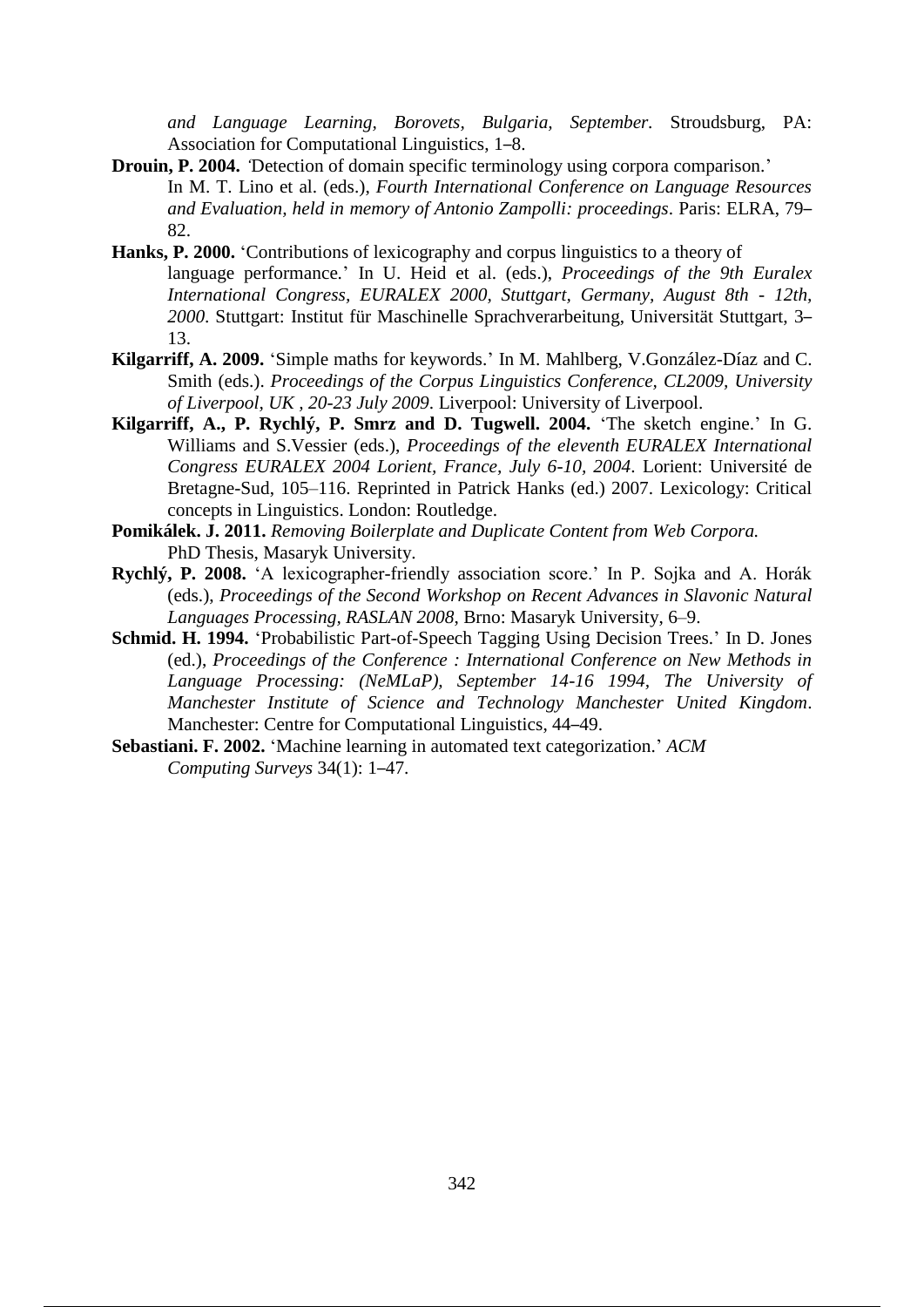*and Language Learning, Borovets, Bulgaria, September.* Stroudsburg, PA: Association for Computational Linguistics, 1–8.

**Drouin, P. 2004.** *'*Detection of domain specific terminology using corpora comparison.' In M. T. Lino et al. (eds.), *Fourth International Conference on Language Resources and Evaluation, held in memory of Antonio Zampolli: proceedings*. Paris: ELRA, 79–82.

**Hanks, P. 2000.** 'Contributions of lexicography and corpus linguistics to a theory of language performance.' In U. Heid et al. (eds.), *Proceedings of the 9th Euralex International Congress, EURALEX 2000, Stuttgart, Germany, August 8th - 12th, 2000*. Stuttgart: Institut für Maschinelle Sprachverarbeitung, Universität Stuttgart, 3–13.

**Kilgarriff, A. 2009.** 'Simple maths for keywords.' In M. Mahlberg, V.González-Díaz and C. Smith (eds.). *Proceedings of the Corpus Linguistics Conference, CL2009, University of Liverpool, UK , 20-23 July 2009*. Liverpool: University of Liverpool.

**Kilgarriff, A., P. Rychlý, P. Smrz and D. Tugwell. 2004.** 'The sketch engine.' In G. Williams and S.Vessier (eds.), *Proceedings of the eleventh EURALEX International Congress EURALEX 2004 Lorient, France, July 6-10, 2004*. Lorient: Université de Bretagne-Sud, 105–116. Reprinted in Patrick Hanks (ed.) 2007. Lexicology: Critical concepts in Linguistics. London: Routledge.

**Pomikálek. J. 2011.** *Removing Boilerplate and Duplicate Content from Web Corpora.* PhD Thesis, Masaryk University.

**Rychlý, P. 2008.** 'A lexicographer-friendly association score.' In P. Sojka and A. Horák (eds.), *Proceedings of the Second Workshop on Recent Advances in Slavonic Natural Languages Processing, RASLAN 2008*, Brno: Masaryk University, 6–9.

**Schmid. H. 1994.** 'Probabilistic Part-of-Speech Tagging Using Decision Trees.' In D. Jones (ed.), *Proceedings of the Conference : International Conference on New Methods in Language Processing: (NeMLaP), September 14-16 1994, The University of Manchester Institute of Science and Technology Manchester United Kingdom*. Manchester: Centre for Computational Linguistics, 44–49.

**Sebastiani. F. 2002.** 'Machine learning in automated text categorization.' *ACM Computing Surveys* 34(1): 1–47.